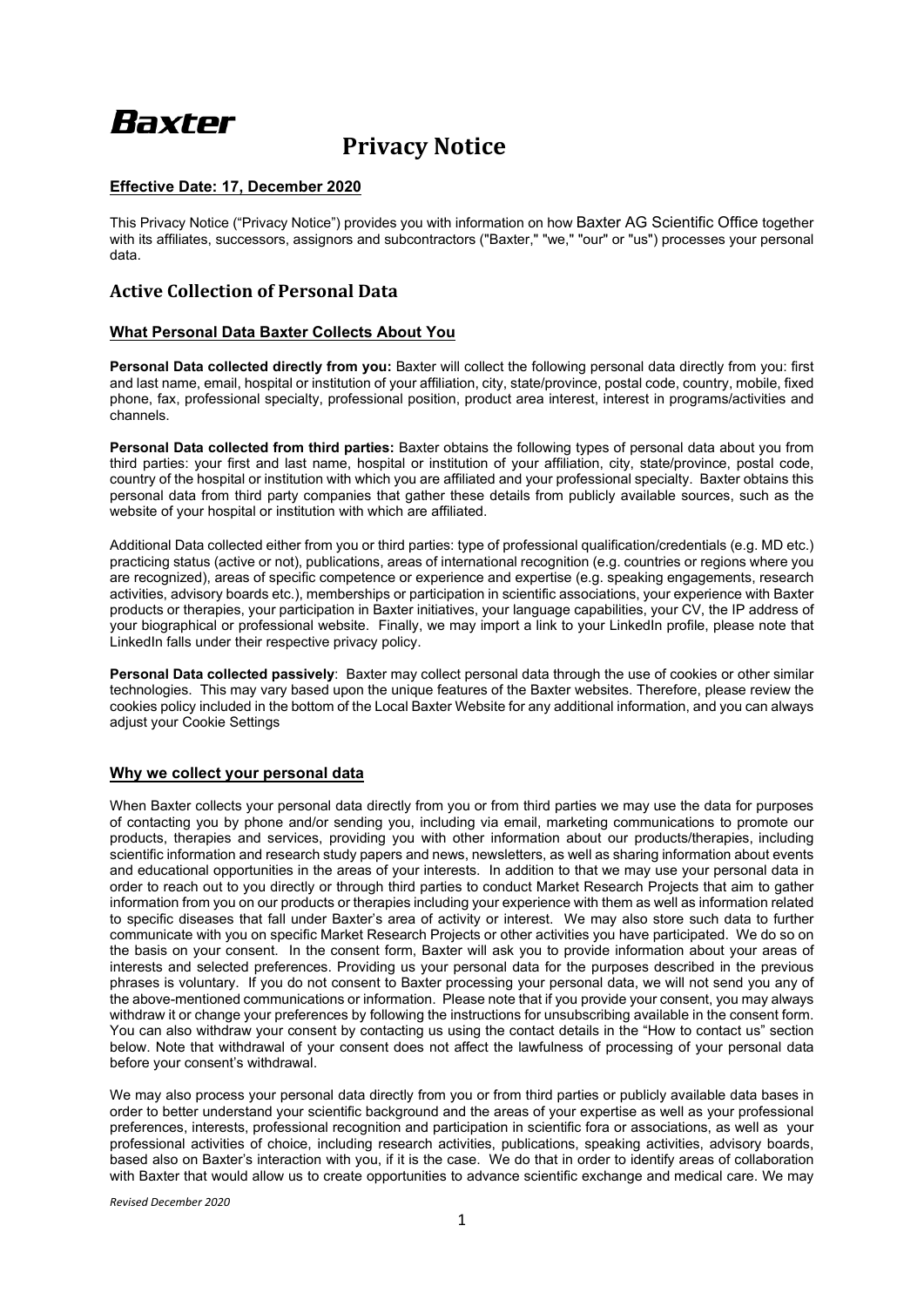**Baxter**

# Privacy Notice

**Effective Date: 17, December 2020**

This Privacy Notice ("Privacy Notice") provides you with information on how Baxter AG Scientific Office together with its affiliates, successors, assignors and subcontractors ("Baxter," "we," "our" or "us") processes your personal data.

## Active Collection of Personal Data

### What Personal Data Baxter Collects About You

**Personal Data collected directly from you:** Baxter will collect the following personal data directly from you: first and last name, email, hospital or institution of your affiliation, city, state/province, postal code, country, mobile, fixed phone, fax, professional specialty, professional position, product area interest, interest in programs/activities and channels.

**Personal Data collected from third parties:** Baxter obtains the following types of personal data about you from third parties: your first and last name, hospital or institution of your affiliation, city, state/province, postal code, country of the hospital or institution with which you are affiliated and your professional specialty. Baxter obtains this personal data from third party companies that gather these details from publicly available sources, such as the website of your hospital or institution with which are affiliated.

Additional Data collected either from you or third parties: type of professional qualification/credentials (e.g. MD etc.) practicing status (active or not), publications, areas of international recognition (e.g. countries or regions where you are recognized), areas of specific competence or experience and expertise (e.g. speaking engagements, research activities, advisory boards etc.), memberships or participation in scientific associations, your experience with Baxter products or therapies, your participation in Baxter initiatives, your language capabilities, your CV, the IP address of your biographical or professional website. Finally, we may import a link to your LinkedIn profile, please note that LinkedIn falls under their respective privacy policy.

**Personal Data collected passively**: Baxter may collect personal data through the use of cookies or other similar technologies. This may vary based upon the unique features of the Baxter websites. Therefore, please review the cookies policy included in the bottom of the Local Baxter Website for any additional information, and you can always adjust your Cookie Settings

### Why we collect your personal data

When Baxter collects your personal data directly from you or from third parties we may use the data for purposes of contacting you by phone and/or sending you, including via email, marketing communications to promote our products, therapies and services, providing you with other information about our products/therapies, including scientific information and research study papers and news, newsletters, as well as sharing information about events and educational opportunities in the areas of your interests. In addition to that we may use your personal data in order to reach out to you directly or through third parties to conduct Market Research Projects that aim to gather information from you on our products or therapies including your experience with them as well as information related to specific diseases that fall under Baxter's area of activity or interest. We may also store such data to further communicate with you on specific Market Research Projects or other activities you have participated. We do so on the basis on your consent. In the consent form, Baxter will ask you to provide information about your areas of interests and selected preferences. Providing us your personal data for the purposes described in the previous phrases is voluntary. If you do not consent to Baxter processing your personal data, we will not send you any of the above-mentioned communications or information. Please note that if you provide your consent, you may always withdraw it or change your preferences by following the instructions for unsubscribing available in the consent form. You can also withdraw your consent by contacting us using the contact details in the "How to contact us" section below. Note that withdrawal of your consent does not affect the lawfulness of processing of your personal data before your consent's withdrawal.

We may also process your personal data directly from you or from third parties or publicly available data bases in order to better understand your scientific background and the areas of your expertise as well as your professional preferences, interests, professional recognition and participation in scientific fora or associations, as well as your professional activities of choice, including research activities, publications, speaking activities, advisory boards, based also on Baxter's interaction with you, if it is the case. We do that in order to identify areas of collaboration with Baxter that would allow us to create opportunities to advance scientific exchange and medical care. We may

*Revised December 2020*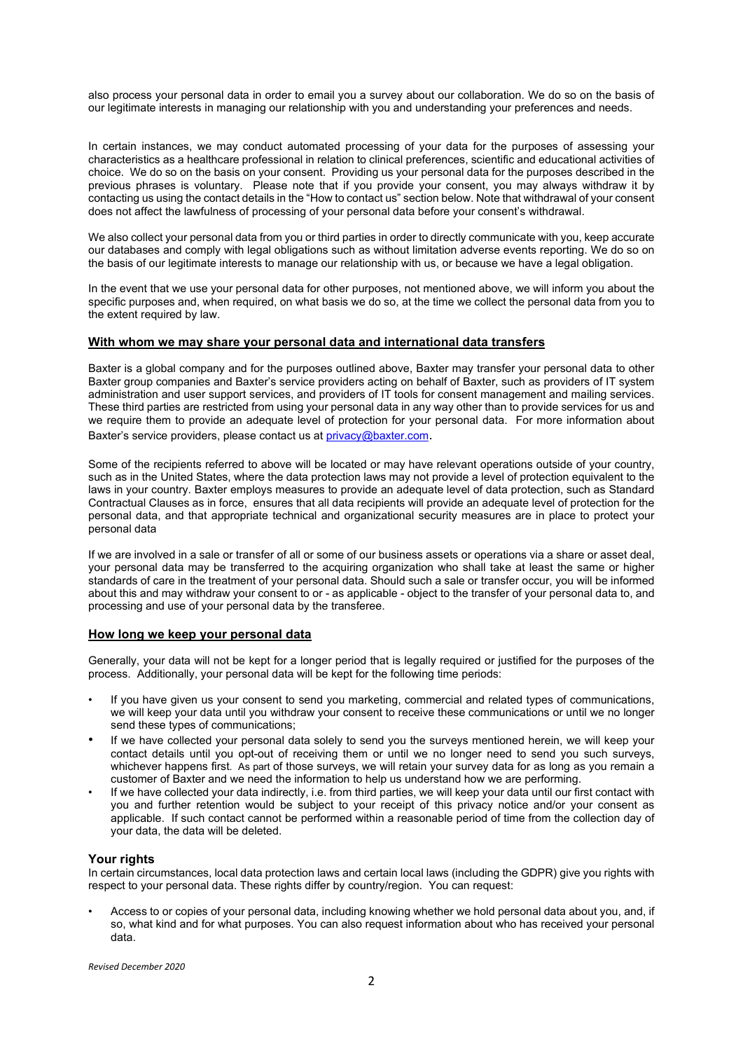also process your personal data in order to email you a survey about our collaboration. We do so on the basis of our legitimate interests in managing our relationship with you and understanding your preferences and needs.

In certain instances, we may conduct automated processing of your data for the purposes of assessing your characteristics as a healthcare professional in relation to clinical preferences, scientific and educational activities of choice. We do so on the basis on your consent. Providing us your personal data for the purposes described in the previous phrases is voluntary. Please note that if you provide your consent, you may always withdraw it by contacting us using the contact details in the "How to contact us" section below. Note that withdrawal of your consent does not affect the lawfulness of processing of your personal data before your consent's withdrawal.

We also collect your personal data from you or third parties in order to directly communicate with you, keep accurate our databases and comply with legal obligations such as without limitation adverse events reporting. We do so on the basis of our legitimate interests to manage our relationship with us, or because we have a legal obligation.

In the event that we use your personal data for other purposes, not mentioned above, we will inform you about the specific purposes and, when required, on what basis we do so, at the time we collect the personal data from you to the extent required by law.

## With whom we may share your personal data and international data transfers

Baxter is a global company and for the purposes outlined above, Baxter may transfer your personal data to other Baxter group companies and Baxter's service providers acting on behalf of Baxter, such as providers of IT system administration and user support services, and providers of IT tools for consent management and mailing services. These third parties are restricted from using your personal data in any way other than to provide services for us and we require them to provide an adequate level of protection for your personal data. For more information about Baxter's service providers, please contact us at privacy@baxter.com.

Some of the recipients referred to above will be located or may have relevant operations outside of your country, such as in the United States, where the data protection laws may not provide a level of protection equivalent to the laws in your country. Baxter employs measures to provide an adequate level of data protection, such as Standard Contractual Clauses as in force, ensures that all data recipients will provide an adequate level of protection for the personal data, and that appropriate technical and organizational security measures are in place to protect your personal data

If we are involved in a sale or transfer of all or some of our business assets or operations via a share or asset deal, your personal data may be transferred to the acquiring organization who shall take at least the same or higher standards of care in the treatment of your personal data. Should such a sale or transfer occur, you will be informed about this and may withdraw your consent to or - as applicable - object to the transfer of your personal data to, and processing and use of your personal data by the transferee.

## How long we keep your personal data

Generally, your data will not be kept for a longer period that is legally required or justified for the purposes of the process. Additionally, your personal data will be kept for the following time periods:

- If you have given us your consent to send you marketing, commercial and related types of communications, we will keep your data until you withdraw your consent to receive these communications or until we no longer send these types of communications;
- If we have collected your personal data solely to send you the surveys mentioned herein, we will keep your contact details until you opt-out of receiving them or until we no longer need to send you such surveys, whichever happens first. As part of those surveys, we will retain your survey data for as long as you remain a customer of Baxter and we need the information to help us understand how we are performing.
- If we have collected your data indirectly, i.e. from third parties, we will keep your data until our first contact with you and further retention would be subject to your receipt of this privacy notice and/or your consent as applicable. If such contact cannot be performed within a reasonable period of time from the collection day of your data, the data will be deleted.

## Your rights

In certain circumstances, local data protection laws and certain local laws (including the GDPR) give you rights with respect to your personal data. These rights differ by country/region. You can request:

- Access to or copies of your personal data, including knowing whether we hold personal data about you, and, if so, what kind and for what purposes. You can also request information about who has received your personal data.

*Revised December 2020*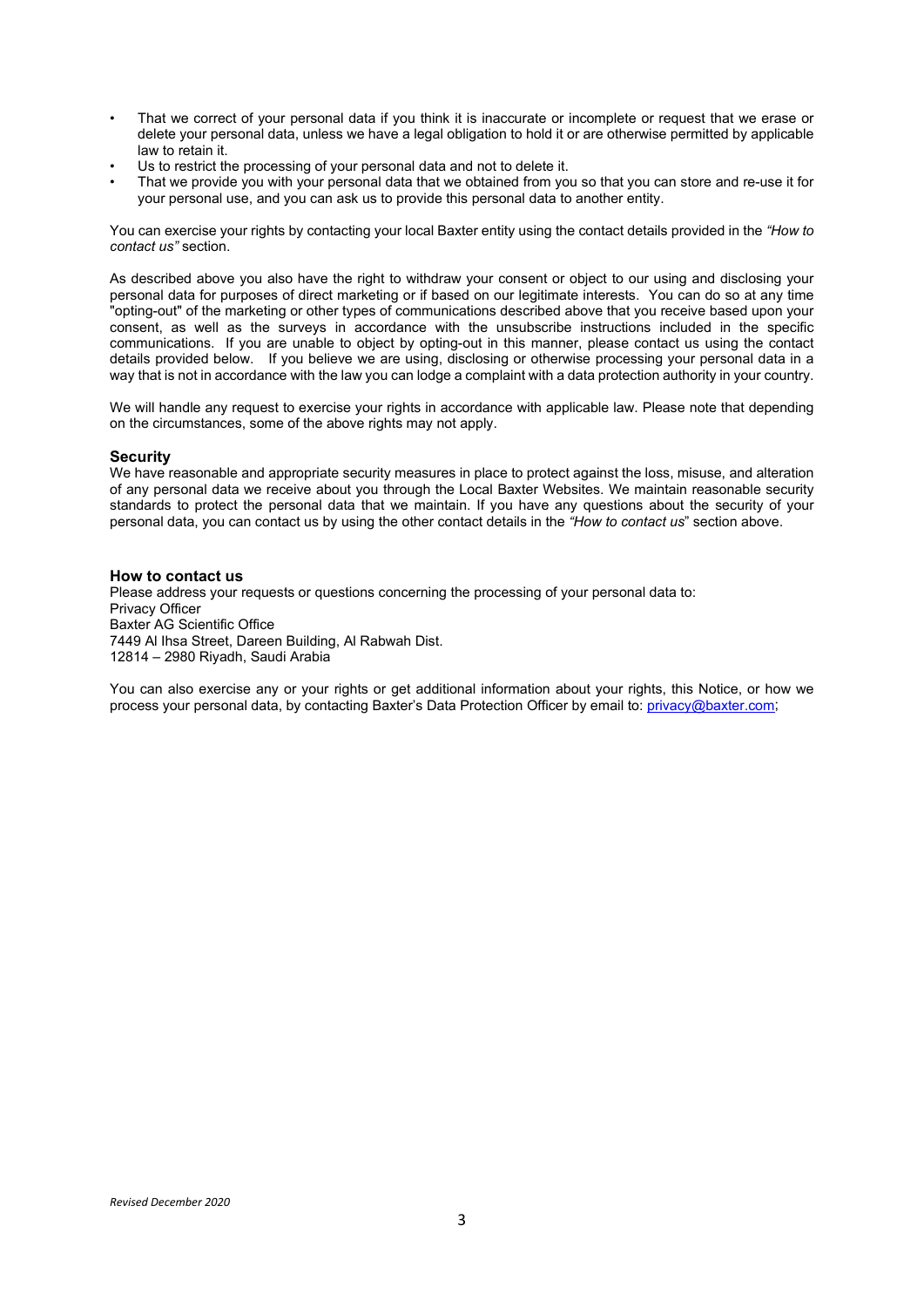- That we correct of your personal data if you think it is inaccurate or incomplete or request that we erase or delete your personal data, unless we have a legal obligation to hold it or are otherwise permitted by applicable law to retain it.
- Us to restrict the processing of your personal data and not to delete it.
- That we provide you with your personal data that we obtained from you so that you can store and re-use it for your personal use, and you can ask us to provide this personal data to another entity.

You can exercise your rights by contacting your local Baxter entity using the contact details provided in the *"How to contact us"* section.

As described above you also have the right to withdraw your consent or object to our using and disclosing your personal data for purposes of direct marketing or if based on our legitimate interests. You can do so at any time "opting-out" of the marketing or other types of communications described above that you receive based upon your consent, as well as the surveys in accordance with the unsubscribe instructions included in the specific communications. If you are unable to object by opting-out in this manner, please contact us using the contact details provided below. If you believe we are using, disclosing or otherwise processing your personal data in a way that is not in accordance with the law you can lodge a complaint with a data protection authority in your country.

We will handle any request to exercise your rights in accordance with applicable law. Please note that depending on the circumstances, some of the above rights may not apply.

## Security

We have reasonable and appropriate security measures in place to protect against the loss, misuse, and alteration of any personal data we receive about you through the Local Baxter Websites. We maintain reasonable security standards to protect the personal data that we maintain. If you have any questions about the security of your personal data, you can contact us by using the other contact details in the *"How to contact us*" section above.

## How to contact us

Please address your requests or questions concerning the processing of your personal data to:
Privacy Officer
Baxter AG Scientific Office
7449 Al Ihsa Street, Dareen Building, Al Rabwah Dist.
12814 – 2980 Riyadh, Saudi Arabia

You can also exercise any or your rights or get additional information about your rights, this Notice, or how we process your personal data, by contacting Baxter's Data Protection Officer by email to: privacy@baxter.com;

*Revised December 2020*